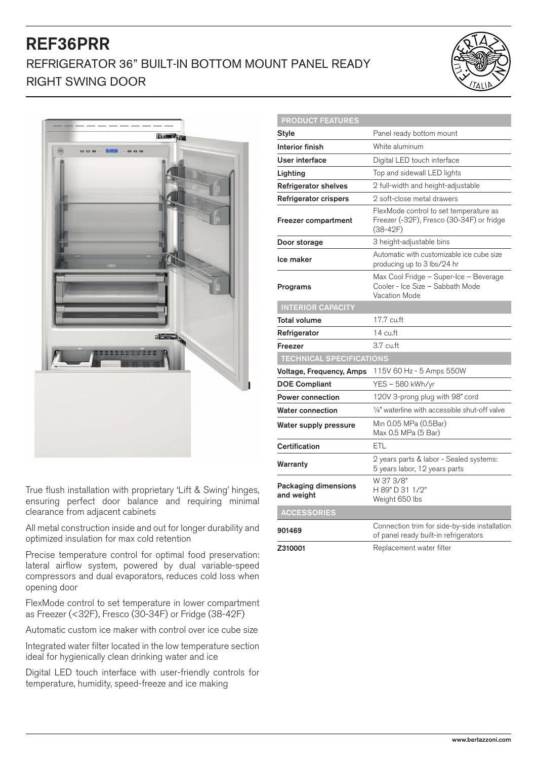# REF36PRR

## REFRIGERATOR 36" BUILT-IN BOTTOM MOUNT PANEL READY RIGHT SWING DOOR

True flush installation with proprietary 'Lift & Swing' hinges, ensuring perfect door balance and requiring minimal clearance from adjacent cabinets

All metal construction inside and out for longer durability and optimized insulation for max cold retention

Precise temperature control for optimal food preservation: lateral airflow system, powered by dual variable-speed compressors and dual evaporators, reduces cold loss when opening door

FlexMode control to set temperature in lower compartment as Freezer (<32F), Fresco (30-34F) or Fridge (38-42F)

Automatic custom ice maker with control over ice cube size

Integrated water filter located in the low temperature section ideal for hygienically clean drinking water and ice

Digital LED touch interface with user-friendly controls for temperature, humidity, speed-freeze and ice making

| PRODUCT FEATURES | |
|---|---|
| **Style** | Panel ready bottom mount |
| **Interior finish** | White aluminum |
| **User interface** | Digital LED touch interface |
| **Lighting** | Top and sidewall LED lights |
| **Refrigerator shelves** | 2 full-width and height-adjustable |
| **Refrigerator crispers** | 2 soft-close metal drawers |
| **Freezer compartment** | FlexMode control to set temperature as Freezer (-32F), Fresco (30-34F) or fridge (38-42F) |
| **Door storage** | 3 height-adjustable bins |
| **Ice maker** | Automatic with customizable ice cube size producing up to 3 lbs/24 hr |
| **Programs** | Max Cool Fridge – Super-Ice – Beverage Cooler - Ice Size – Sabbath Mode Vacation Mode |
| **INTERIOR CAPACITY** | |
| **Total volume** | 17.7 cu.ft |
| **Refrigerator** | 14 cu.ft |
| **Freezer** | 3.7 cu.ft |
| **TECHNICAL SPECIFICATIONS** | |
| **Voltage, Frequency, Amps** | 115V 60 Hz - 5 Amps 550W |
| **DOE Compliant** | YES – 580 kWh/yr |
| **Power connection** | 120V 3-prong plug with 98" cord |
| **Water connection** | ¼" waterline with accessible shut-off valve |
| **Water supply pressure** | Min 0.05 MPa (0.5Bar) Max 0.5 MPa (5 Bar) |
| **Certification** | ETL |
| **Warranty** | 2 years parts & labor - Sealed systems: 5 years labor, 12 years parts |
| **Packaging dimensions and weight** | W 37 3/8" H 89" D 31 1/2" Weight 650 lbs |
| **ACCESSORIES** | |
| **901469** | Connection trim for side-by-side installation of panel ready built-in refrigerators |
| **Z310001** | Replacement water filter |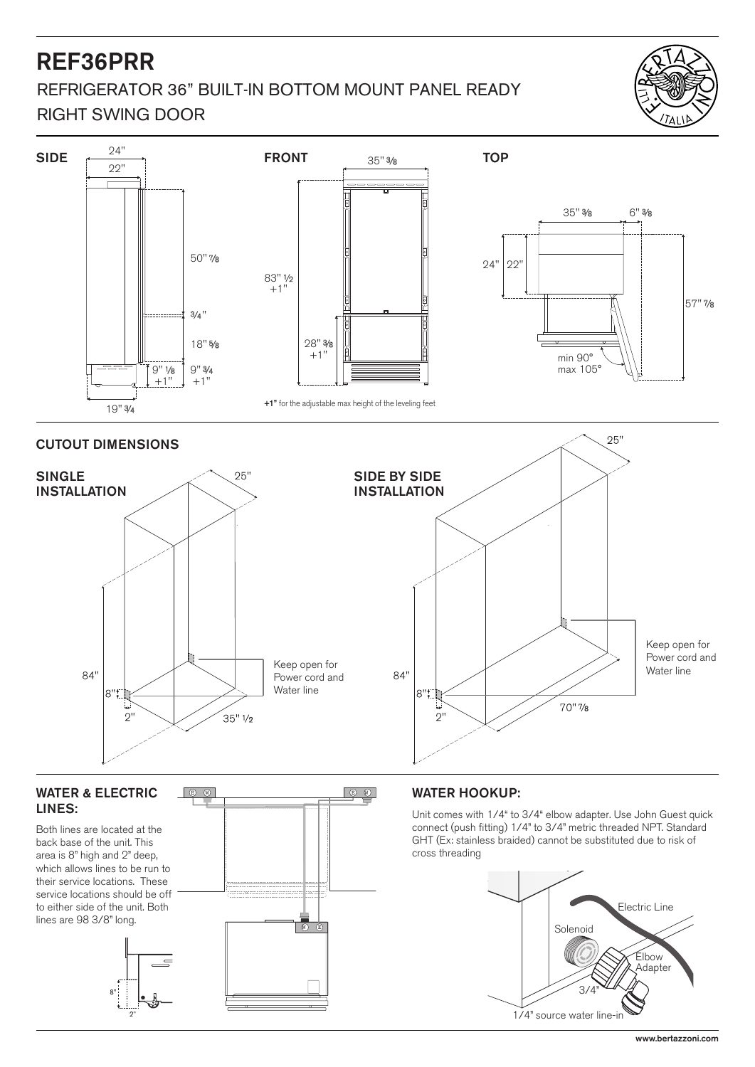# REF36PRR

## REFRIGERATOR 36" BUILT-IN BOTTOM MOUNT PANEL READY RIGHT SWING DOOR

SIDE

24"
22"
50" 7/8
3/4"
18" 5/8
9" 1/8 +1"
9" 3/4 +1"
19" 3/4

FRONT

35" 3/8
83" 1/2 +1"
28" 3/8 +1"

+1" for the adjustable max height of the leveling feet

TOP

35" 3/8
6" 3/8
24"
22"
57" 7/8
min 90°
max 105°

## CUTOUT DIMENSIONS

### SINGLE INSTALLATION

25"
84"
8"
2"
35" 1/2
Keep open for Power cord and Water line

### SIDE BY SIDE INSTALLATION

25"
84"
8"
2"
70" 7/8
Keep open for Power cord and Water line

### WATER & ELECTRIC LINES:

Both lines are located at the back base of the unit. This area is 8" high and 2" deep, which allows lines to be run to their service locations. These service locations should be off to either side of the unit. Both lines are 98 3/8" long.

8"
2"

### WATER HOOKUP:

Unit comes with 1/4" to 3/4" elbow adapter. Use John Guest quick connect (push fitting) 1/4" to 3/4" metric threaded NPT. Standard GHT (Ex: stainless braided) cannot be substituted due to risk of cross threading

Electric Line
Solenoid
Elbow Adapter
3/4"
1/4" source water line-in

www.bertazzoni.com